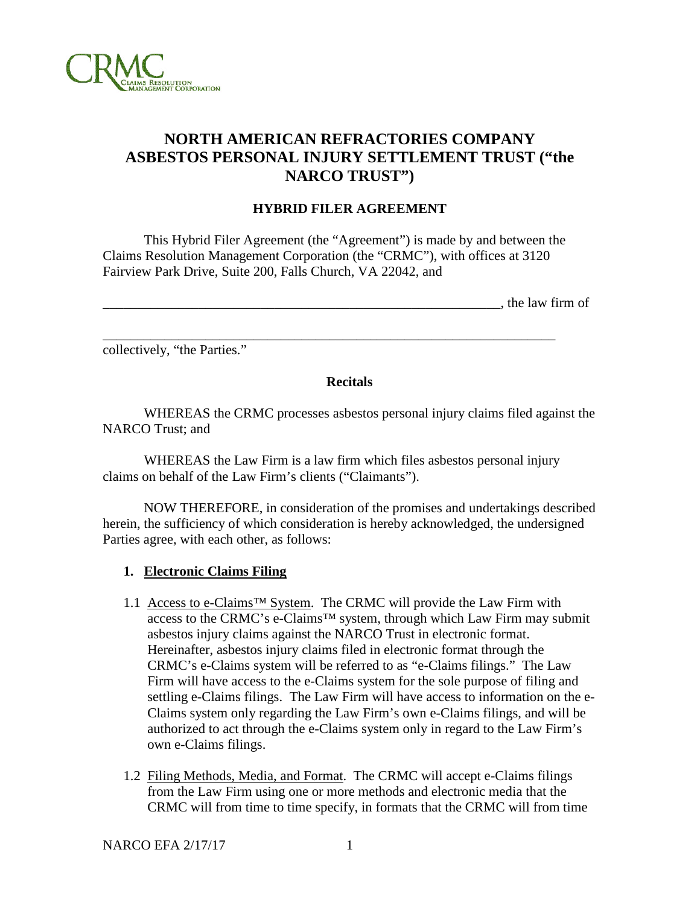CRMC
CLAIMS RESOLUTION MANAGEMENT CORPORATION

# NORTH AMERICAN REFRACTORIES COMPANY ASBESTOS PERSONAL INJURY SETTLEMENT TRUST ("the NARCO TRUST")

## HYBRID FILER AGREEMENT

This Hybrid Filer Agreement (the "Agreement") is made by and between the Claims Resolution Management Corporation (the "CRMC"), with offices at 3120 Fairview Park Drive, Suite 200, Falls Church, VA 22042, and

_____________________________________________________________, the law firm of

_____________________________________________________________________

collectively, "the Parties."

### Recitals

WHEREAS the CRMC processes asbestos personal injury claims filed against the NARCO Trust; and

WHEREAS the Law Firm is a law firm which files asbestos personal injury claims on behalf of the Law Firm's clients ("Claimants").

NOW THEREFORE, in consideration of the promises and undertakings described herein, the sufficiency of which consideration is hereby acknowledged, the undersigned Parties agree, with each other, as follows:

1. **Electronic Claims Filing**

1.1 Access to e-Claims™ System. The CRMC will provide the Law Firm with access to the CRMC's e-Claims™ system, through which Law Firm may submit asbestos injury claims against the NARCO Trust in electronic format. Hereinafter, asbestos injury claims filed in electronic format through the CRMC's e-Claims system will be referred to as "e-Claims filings." The Law Firm will have access to the e-Claims system for the sole purpose of filing and settling e-Claims filings. The Law Firm will have access to information on the e-Claims system only regarding the Law Firm's own e-Claims filings, and will be authorized to act through the e-Claims system only in regard to the Law Firm's own e-Claims filings.

1.2 Filing Methods, Media, and Format. The CRMC will accept e-Claims filings from the Law Firm using one or more methods and electronic media that the CRMC will from time to time specify, in formats that the CRMC will from time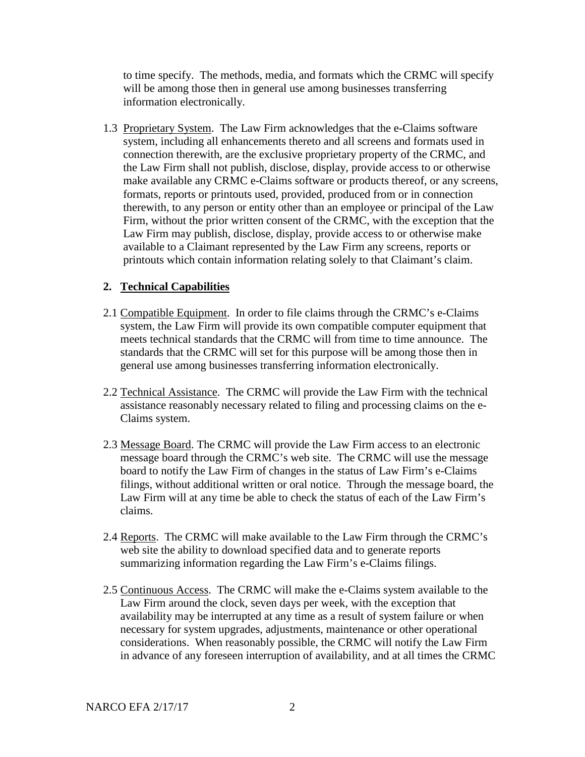to time specify. The methods, media, and formats which the CRMC will specify will be among those then in general use among businesses transferring information electronically.

1.3 Proprietary System. The Law Firm acknowledges that the e-Claims software system, including all enhancements thereto and all screens and formats used in connection therewith, are the exclusive proprietary property of the CRMC, and the Law Firm shall not publish, disclose, display, provide access to or otherwise make available any CRMC e-Claims software or products thereof, or any screens, formats, reports or printouts used, provided, produced from or in connection therewith, to any person or entity other than an employee or principal of the Law Firm, without the prior written consent of the CRMC, with the exception that the Law Firm may publish, disclose, display, provide access to or otherwise make available to a Claimant represented by the Law Firm any screens, reports or printouts which contain information relating solely to that Claimant's claim.

## 2. Technical Capabilities

2.1 Compatible Equipment. In order to file claims through the CRMC's e-Claims system, the Law Firm will provide its own compatible computer equipment that meets technical standards that the CRMC will from time to time announce. The standards that the CRMC will set for this purpose will be among those then in general use among businesses transferring information electronically.

2.2 Technical Assistance. The CRMC will provide the Law Firm with the technical assistance reasonably necessary related to filing and processing claims on the e-Claims system.

2.3 Message Board. The CRMC will provide the Law Firm access to an electronic message board through the CRMC's web site. The CRMC will use the message board to notify the Law Firm of changes in the status of Law Firm's e-Claims filings, without additional written or oral notice. Through the message board, the Law Firm will at any time be able to check the status of each of the Law Firm's claims.

2.4 Reports. The CRMC will make available to the Law Firm through the CRMC's web site the ability to download specified data and to generate reports summarizing information regarding the Law Firm's e-Claims filings.

2.5 Continuous Access. The CRMC will make the e-Claims system available to the Law Firm around the clock, seven days per week, with the exception that availability may be interrupted at any time as a result of system failure or when necessary for system upgrades, adjustments, maintenance or other operational considerations. When reasonably possible, the CRMC will notify the Law Firm in advance of any foreseen interruption of availability, and at all times the CRMC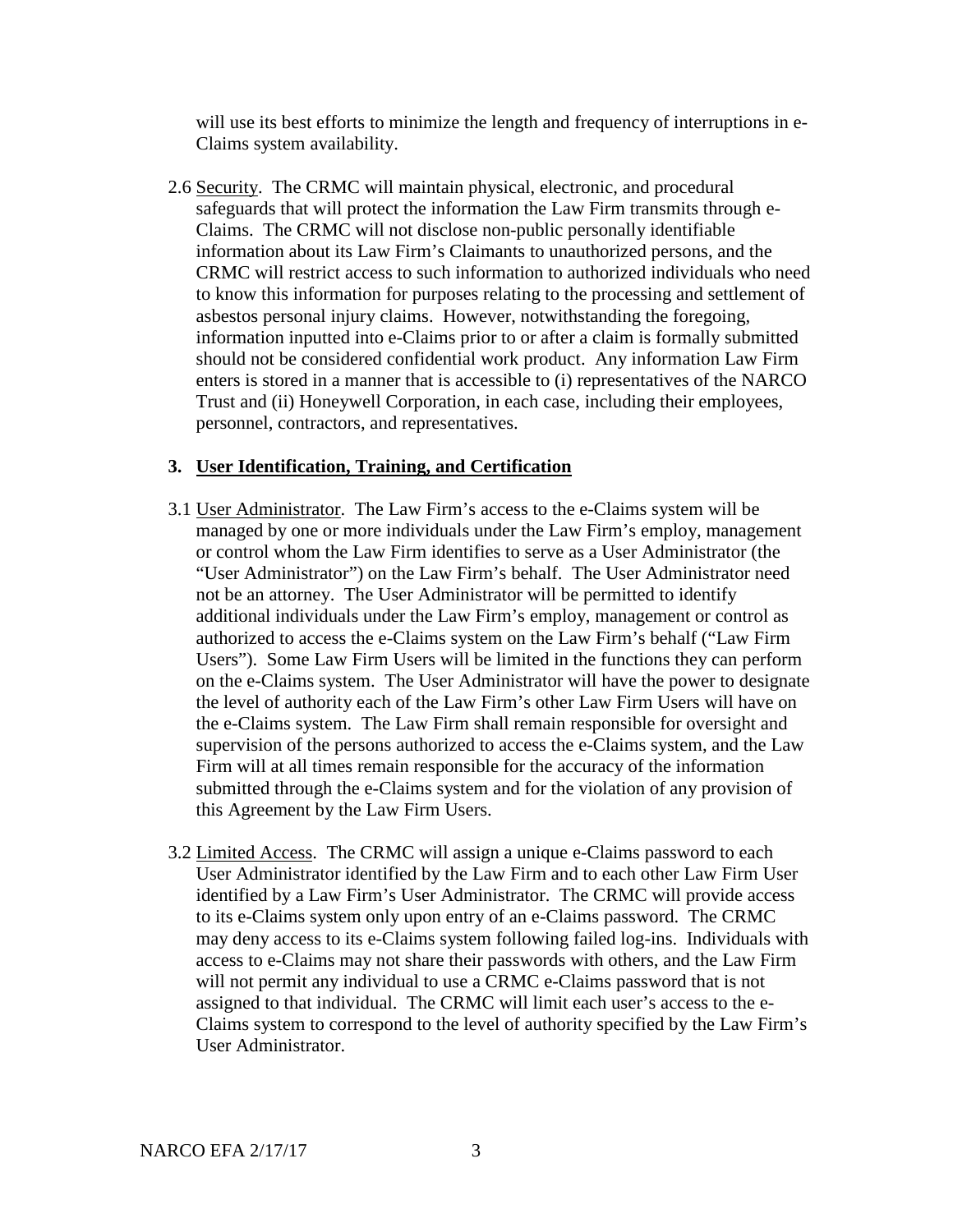will use its best efforts to minimize the length and frequency of interruptions in e-Claims system availability.

2.6 Security. The CRMC will maintain physical, electronic, and procedural safeguards that will protect the information the Law Firm transmits through e-Claims. The CRMC will not disclose non-public personally identifiable information about its Law Firm's Claimants to unauthorized persons, and the CRMC will restrict access to such information to authorized individuals who need to know this information for purposes relating to the processing and settlement of asbestos personal injury claims. However, notwithstanding the foregoing, information inputted into e-Claims prior to or after a claim is formally submitted should not be considered confidential work product. Any information Law Firm enters is stored in a manner that is accessible to (i) representatives of the NARCO Trust and (ii) Honeywell Corporation, in each case, including their employees, personnel, contractors, and representatives.

## 3. User Identification, Training, and Certification

3.1 User Administrator. The Law Firm's access to the e-Claims system will be managed by one or more individuals under the Law Firm's employ, management or control whom the Law Firm identifies to serve as a User Administrator (the "User Administrator") on the Law Firm's behalf. The User Administrator need not be an attorney. The User Administrator will be permitted to identify additional individuals under the Law Firm's employ, management or control as authorized to access the e-Claims system on the Law Firm's behalf ("Law Firm Users"). Some Law Firm Users will be limited in the functions they can perform on the e-Claims system. The User Administrator will have the power to designate the level of authority each of the Law Firm's other Law Firm Users will have on the e-Claims system. The Law Firm shall remain responsible for oversight and supervision of the persons authorized to access the e-Claims system, and the Law Firm will at all times remain responsible for the accuracy of the information submitted through the e-Claims system and for the violation of any provision of this Agreement by the Law Firm Users.

3.2 Limited Access. The CRMC will assign a unique e-Claims password to each User Administrator identified by the Law Firm and to each other Law Firm User identified by a Law Firm's User Administrator. The CRMC will provide access to its e-Claims system only upon entry of an e-Claims password. The CRMC may deny access to its e-Claims system following failed log-ins. Individuals with access to e-Claims may not share their passwords with others, and the Law Firm will not permit any individual to use a CRMC e-Claims password that is not assigned to that individual. The CRMC will limit each user's access to the e-Claims system to correspond to the level of authority specified by the Law Firm's User Administrator.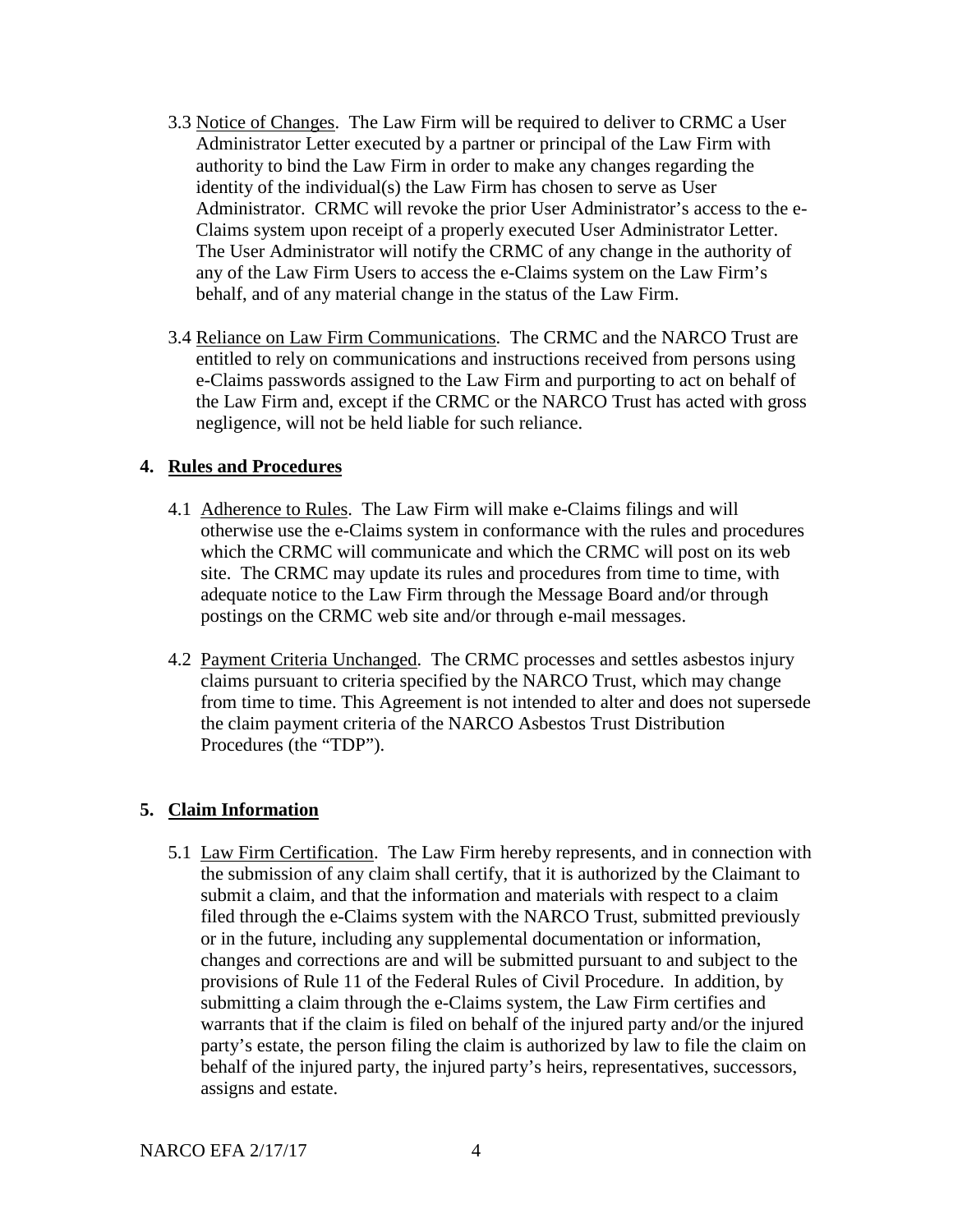3.3 <u>Notice of Changes</u>. The Law Firm will be required to deliver to CRMC a User Administrator Letter executed by a partner or principal of the Law Firm with authority to bind the Law Firm in order to make any changes regarding the identity of the individual(s) the Law Firm has chosen to serve as User Administrator. CRMC will revoke the prior User Administrator's access to the e-Claims system upon receipt of a properly executed User Administrator Letter. The User Administrator will notify the CRMC of any change in the authority of any of the Law Firm Users to access the e-Claims system on the Law Firm's behalf, and of any material change in the status of the Law Firm.

3.4 <u>Reliance on Law Firm Communications</u>. The CRMC and the NARCO Trust are entitled to rely on communications and instructions received from persons using e-Claims passwords assigned to the Law Firm and purporting to act on behalf of the Law Firm and, except if the CRMC or the NARCO Trust has acted with gross negligence, will not be held liable for such reliance.

## 4. Rules and Procedures

4.1 <u>Adherence to Rules</u>. The Law Firm will make e-Claims filings and will otherwise use the e-Claims system in conformance with the rules and procedures which the CRMC will communicate and which the CRMC will post on its web site. The CRMC may update its rules and procedures from time to time, with adequate notice to the Law Firm through the Message Board and/or through postings on the CRMC web site and/or through e-mail messages.

4.2 <u>Payment Criteria Unchanged</u>. The CRMC processes and settles asbestos injury claims pursuant to criteria specified by the NARCO Trust, which may change from time to time. This Agreement is not intended to alter and does not supersede the claim payment criteria of the NARCO Asbestos Trust Distribution Procedures (the "TDP").

## 5. Claim Information

5.1 <u>Law Firm Certification</u>. The Law Firm hereby represents, and in connection with the submission of any claim shall certify, that it is authorized by the Claimant to submit a claim, and that the information and materials with respect to a claim filed through the e-Claims system with the NARCO Trust, submitted previously or in the future, including any supplemental documentation or information, changes and corrections are and will be submitted pursuant to and subject to the provisions of Rule 11 of the Federal Rules of Civil Procedure. In addition, by submitting a claim through the e-Claims system, the Law Firm certifies and warrants that if the claim is filed on behalf of the injured party and/or the injured party's estate, the person filing the claim is authorized by law to file the claim on behalf of the injured party, the injured party's heirs, representatives, successors, assigns and estate.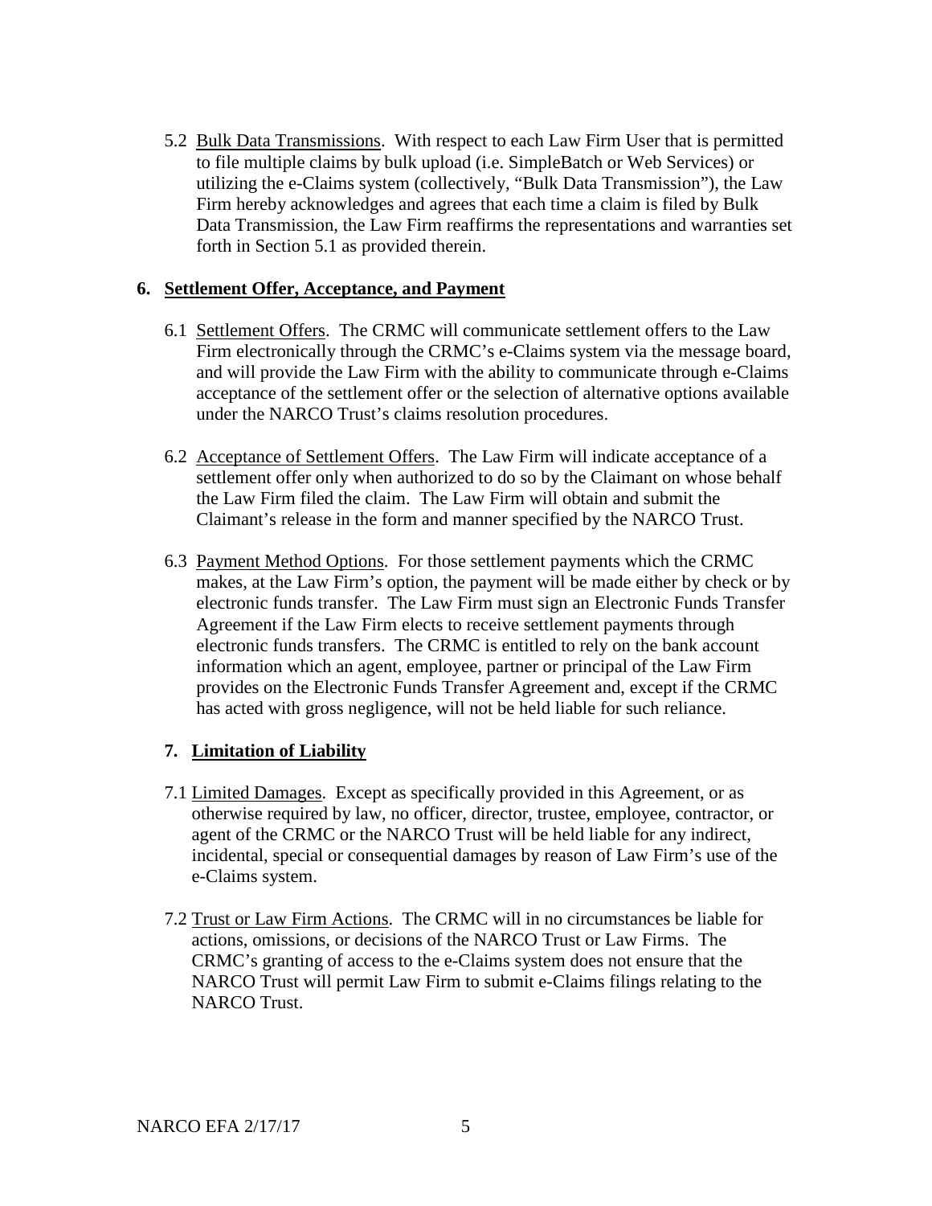5.2 Bulk Data Transmissions. With respect to each Law Firm User that is permitted to file multiple claims by bulk upload (i.e. SimpleBatch or Web Services) or utilizing the e-Claims system (collectively, "Bulk Data Transmission"), the Law Firm hereby acknowledges and agrees that each time a claim is filed by Bulk Data Transmission, the Law Firm reaffirms the representations and warranties set forth in Section 5.1 as provided therein.

## 6. Settlement Offer, Acceptance, and Payment

6.1 Settlement Offers. The CRMC will communicate settlement offers to the Law Firm electronically through the CRMC's e-Claims system via the message board, and will provide the Law Firm with the ability to communicate through e-Claims acceptance of the settlement offer or the selection of alternative options available under the NARCO Trust's claims resolution procedures.

6.2 Acceptance of Settlement Offers. The Law Firm will indicate acceptance of a settlement offer only when authorized to do so by the Claimant on whose behalf the Law Firm filed the claim. The Law Firm will obtain and submit the Claimant's release in the form and manner specified by the NARCO Trust.

6.3 Payment Method Options. For those settlement payments which the CRMC makes, at the Law Firm's option, the payment will be made either by check or by electronic funds transfer. The Law Firm must sign an Electronic Funds Transfer Agreement if the Law Firm elects to receive settlement payments through electronic funds transfers. The CRMC is entitled to rely on the bank account information which an agent, employee, partner or principal of the Law Firm provides on the Electronic Funds Transfer Agreement and, except if the CRMC has acted with gross negligence, will not be held liable for such reliance.

## 7. Limitation of Liability

7.1 Limited Damages. Except as specifically provided in this Agreement, or as otherwise required by law, no officer, director, trustee, employee, contractor, or agent of the CRMC or the NARCO Trust will be held liable for any indirect, incidental, special or consequential damages by reason of Law Firm's use of the e-Claims system.

7.2 Trust or Law Firm Actions. The CRMC will in no circumstances be liable for actions, omissions, or decisions of the NARCO Trust or Law Firms. The CRMC's granting of access to the e-Claims system does not ensure that the NARCO Trust will permit Law Firm to submit e-Claims filings relating to the NARCO Trust.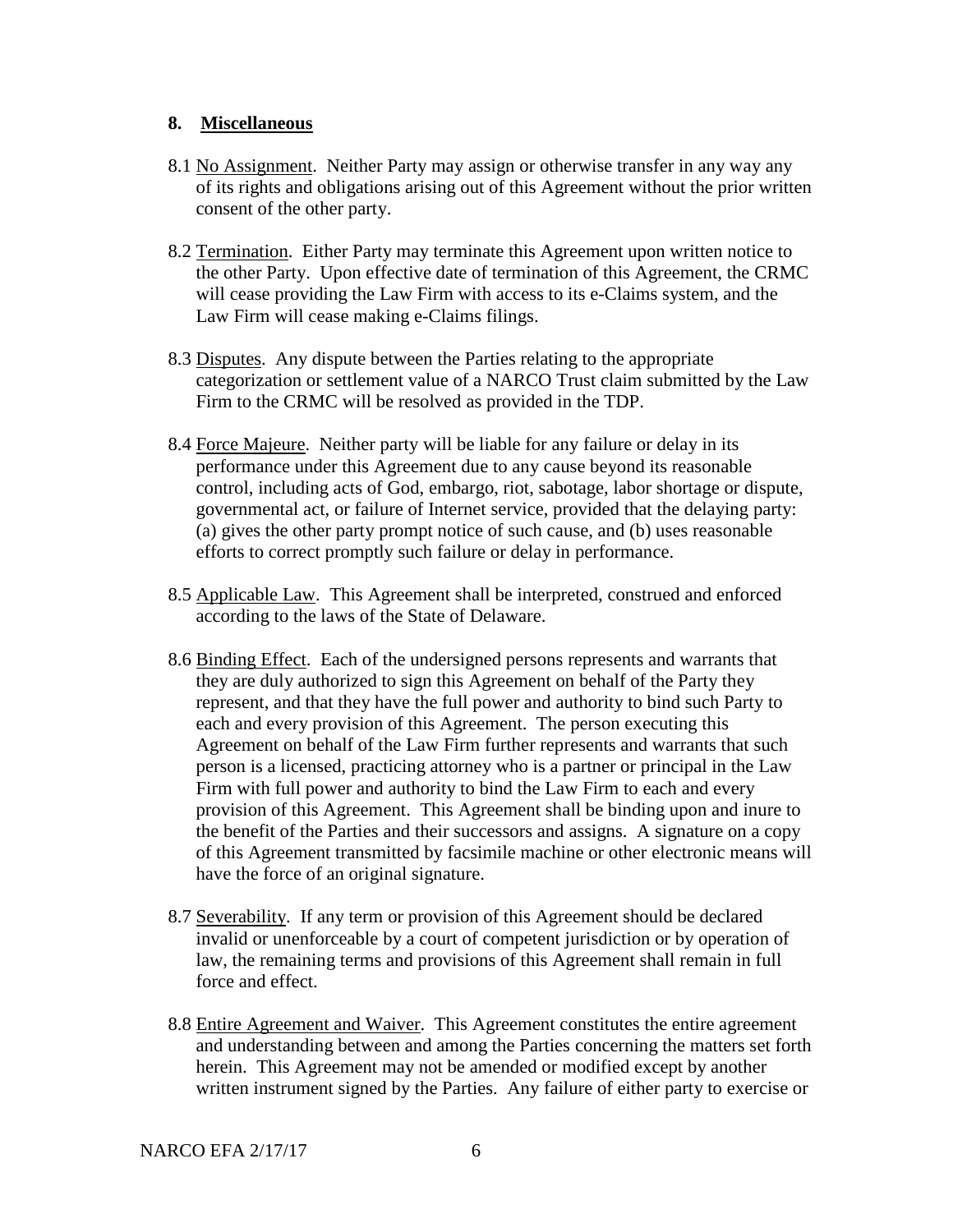## 8. Miscellaneous

8.1 No Assignment. Neither Party may assign or otherwise transfer in any way any of its rights and obligations arising out of this Agreement without the prior written consent of the other party.

8.2 Termination. Either Party may terminate this Agreement upon written notice to the other Party. Upon effective date of termination of this Agreement, the CRMC will cease providing the Law Firm with access to its e-Claims system, and the Law Firm will cease making e-Claims filings.

8.3 Disputes. Any dispute between the Parties relating to the appropriate categorization or settlement value of a NARCO Trust claim submitted by the Law Firm to the CRMC will be resolved as provided in the TDP.

8.4 Force Majeure. Neither party will be liable for any failure or delay in its performance under this Agreement due to any cause beyond its reasonable control, including acts of God, embargo, riot, sabotage, labor shortage or dispute, governmental act, or failure of Internet service, provided that the delaying party: (a) gives the other party prompt notice of such cause, and (b) uses reasonable efforts to correct promptly such failure or delay in performance.

8.5 Applicable Law. This Agreement shall be interpreted, construed and enforced according to the laws of the State of Delaware.

8.6 Binding Effect. Each of the undersigned persons represents and warrants that they are duly authorized to sign this Agreement on behalf of the Party they represent, and that they have the full power and authority to bind such Party to each and every provision of this Agreement. The person executing this Agreement on behalf of the Law Firm further represents and warrants that such person is a licensed, practicing attorney who is a partner or principal in the Law Firm with full power and authority to bind the Law Firm to each and every provision of this Agreement. This Agreement shall be binding upon and inure to the benefit of the Parties and their successors and assigns. A signature on a copy of this Agreement transmitted by facsimile machine or other electronic means will have the force of an original signature.

8.7 Severability. If any term or provision of this Agreement should be declared invalid or unenforceable by a court of competent jurisdiction or by operation of law, the remaining terms and provisions of this Agreement shall remain in full force and effect.

8.8 Entire Agreement and Waiver. This Agreement constitutes the entire agreement and understanding between and among the Parties concerning the matters set forth herein. This Agreement may not be amended or modified except by another written instrument signed by the Parties. Any failure of either party to exercise or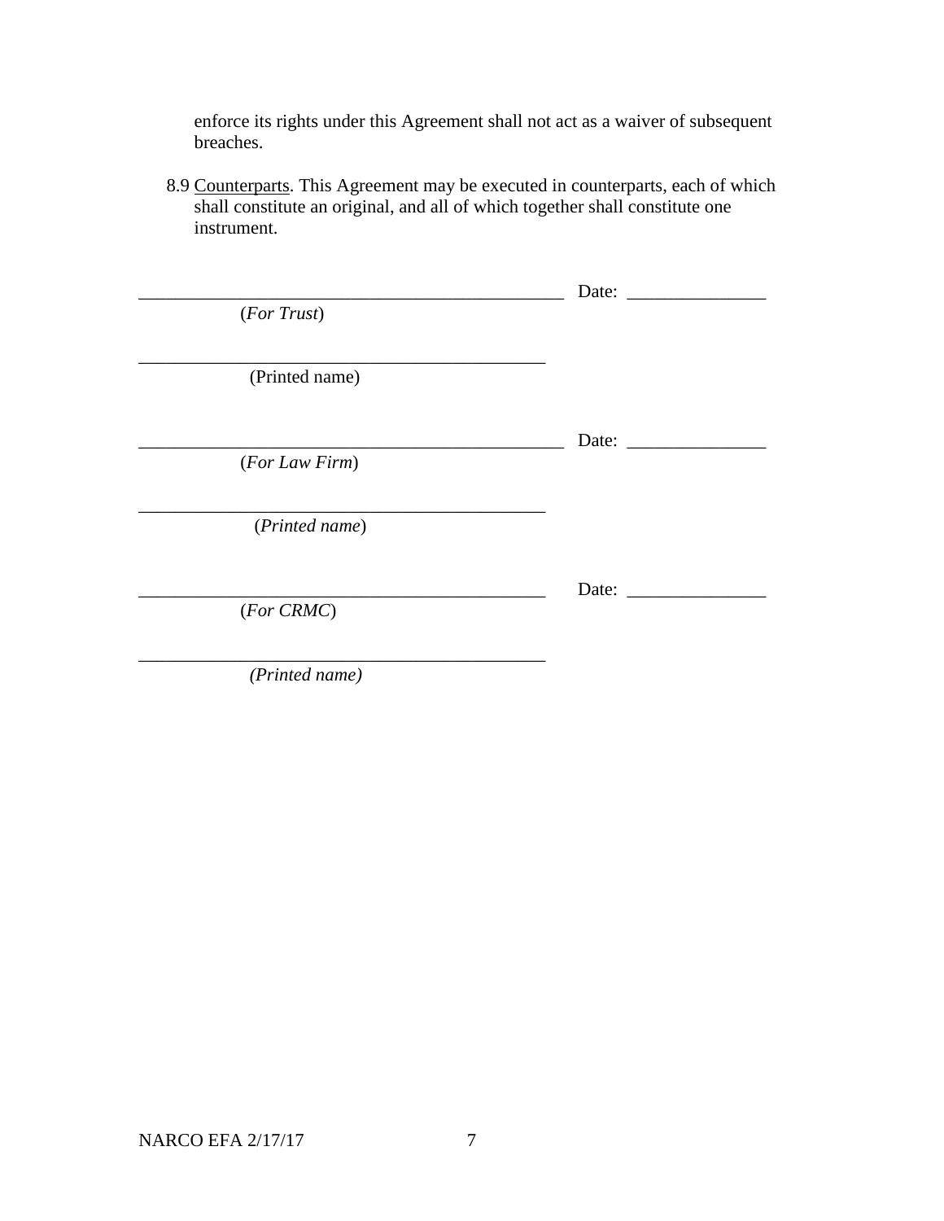enforce its rights under this Agreement shall not act as a waiver of subsequent breaches.

8.9 Counterparts. This Agreement may be executed in counterparts, each of which shall constitute an original, and all of which together shall constitute one instrument.

_______________________________________________ Date: _______________

(*For Trust*)

_____________________________________________

(Printed name)

_______________________________________________ Date: _______________

(*For Law Firm*)

_____________________________________________

(*Printed name*)

_____________________________________________ Date: _______________

(*For CRMC*)

_____________________________________________

*(Printed name)*